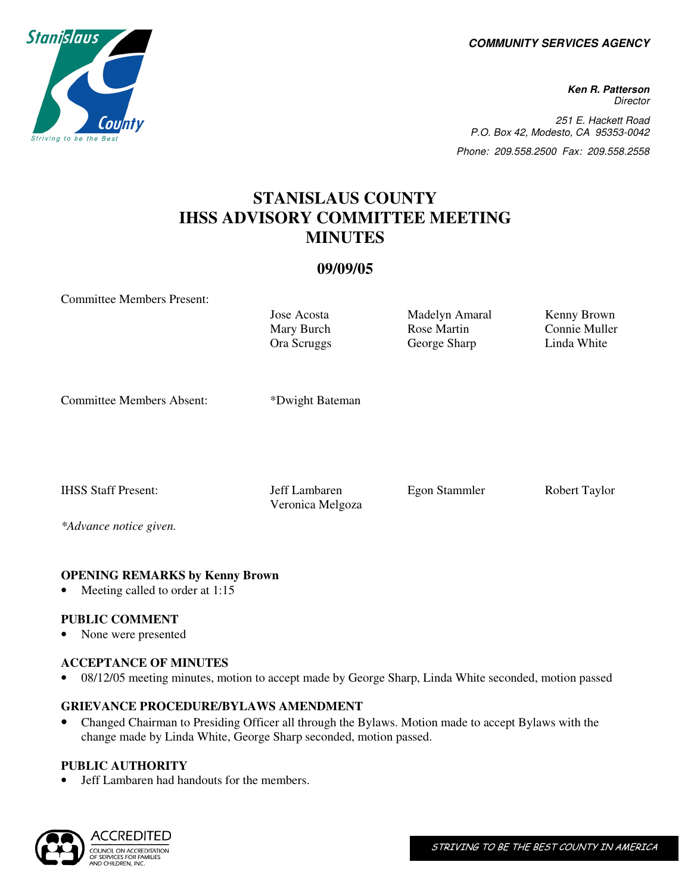**COMMUNITY SERVICES AGENCY**

**Ken R. Patterson**
*Director*

251 E. Hackett Road
P.O. Box 42, Modesto, CA 95353-0042
Phone: 209.558.2500 Fax: 209.558.2558

# STANISLAUS COUNTY IHSS ADVISORY COMMITTEE MEETING MINUTES

## 09/09/05

| Committee Members Present: | Jose Acosta | Madelyn Amaral | Kenny Brown |
|---|---|---|---|
| | Mary Burch | Rose Martin | Connie Muller |
| | Ora Scruggs | George Sharp | Linda White |
| Committee Members Absent: | *Dwight Bateman | | |
| IHSS Staff Present: | Jeff Lambaren | Egon Stammler | Robert Taylor |
| | Veronica Melgoza | | |

*\*Advance notice given.*

**OPENING REMARKS by Kenny Brown**

- Meeting called to order at 1:15

**PUBLIC COMMENT**

- None were presented

**ACCEPTANCE OF MINUTES**

- 08/12/05 meeting minutes, motion to accept made by George Sharp, Linda White seconded, motion passed

**GRIEVANCE PROCEDURE/BYLAWS AMENDMENT**

- Changed Chairman to Presiding Officer all through the Bylaws. Motion made to accept Bylaws with the change made by Linda White, George Sharp seconded, motion passed.

**PUBLIC AUTHORITY**

- Jeff Lambaren had handouts for the members.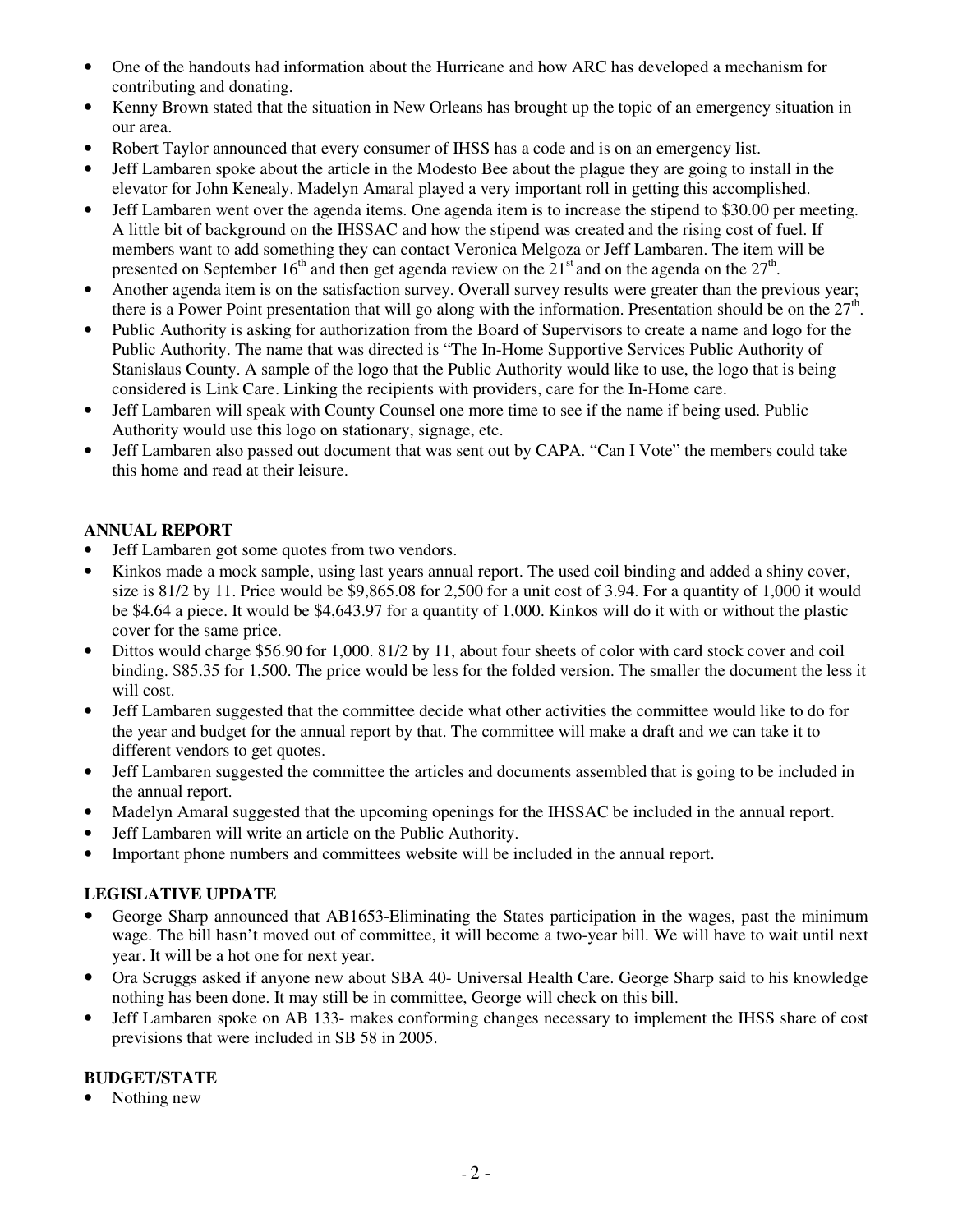- One of the handouts had information about the Hurricane and how ARC has developed a mechanism for contributing and donating.
- Kenny Brown stated that the situation in New Orleans has brought up the topic of an emergency situation in our area.
- Robert Taylor announced that every consumer of IHSS has a code and is on an emergency list.
- Jeff Lambaren spoke about the article in the Modesto Bee about the plague they are going to install in the elevator for John Kenealy. Madelyn Amaral played a very important roll in getting this accomplished.
- Jeff Lambaren went over the agenda items. One agenda item is to increase the stipend to $30.00 per meeting. A little bit of background on the IHSSAC and how the stipend was created and the rising cost of fuel. If members want to add something they can contact Veronica Melgoza or Jeff Lambaren. The item will be presented on September 16th and then get agenda review on the 21st and on the agenda on the 27th.
- Another agenda item is on the satisfaction survey. Overall survey results were greater than the previous year; there is a Power Point presentation that will go along with the information. Presentation should be on the 27th.
- Public Authority is asking for authorization from the Board of Supervisors to create a name and logo for the Public Authority. The name that was directed is "The In-Home Supportive Services Public Authority of Stanislaus County. A sample of the logo that the Public Authority would like to use, the logo that is being considered is Link Care. Linking the recipients with providers, care for the In-Home care.
- Jeff Lambaren will speak with County Counsel one more time to see if the name if being used. Public Authority would use this logo on stationary, signage, etc.
- Jeff Lambaren also passed out document that was sent out by CAPA. "Can I Vote" the members could take this home and read at their leisure.

**ANNUAL REPORT**

- Jeff Lambaren got some quotes from two vendors.
- Kinkos made a mock sample, using last years annual report. The used coil binding and added a shiny cover, size is 81/2 by 11. Price would be $9,865.08 for 2,500 for a unit cost of 3.94. For a quantity of 1,000 it would be $4.64 a piece. It would be $4,643.97 for a quantity of 1,000. Kinkos will do it with or without the plastic cover for the same price.
- Dittos would charge $56.90 for 1,000. 81/2 by 11, about four sheets of color with card stock cover and coil binding. $85.35 for 1,500. The price would be less for the folded version. The smaller the document the less it will cost.
- Jeff Lambaren suggested that the committee decide what other activities the committee would like to do for the year and budget for the annual report by that. The committee will make a draft and we can take it to different vendors to get quotes.
- Jeff Lambaren suggested the committee the articles and documents assembled that is going to be included in the annual report.
- Madelyn Amaral suggested that the upcoming openings for the IHSSAC be included in the annual report.
- Jeff Lambaren will write an article on the Public Authority.
- Important phone numbers and committees website will be included in the annual report.

**LEGISLATIVE UPDATE**

- George Sharp announced that AB1653-Eliminating the States participation in the wages, past the minimum wage. The bill hasn't moved out of committee, it will become a two-year bill. We will have to wait until next year. It will be a hot one for next year.
- Ora Scruggs asked if anyone new about SBA 40- Universal Health Care. George Sharp said to his knowledge nothing has been done. It may still be in committee, George will check on this bill.
- Jeff Lambaren spoke on AB 133- makes conforming changes necessary to implement the IHSS share of cost previsions that were included in SB 58 in 2005.

**BUDGET/STATE**

- Nothing new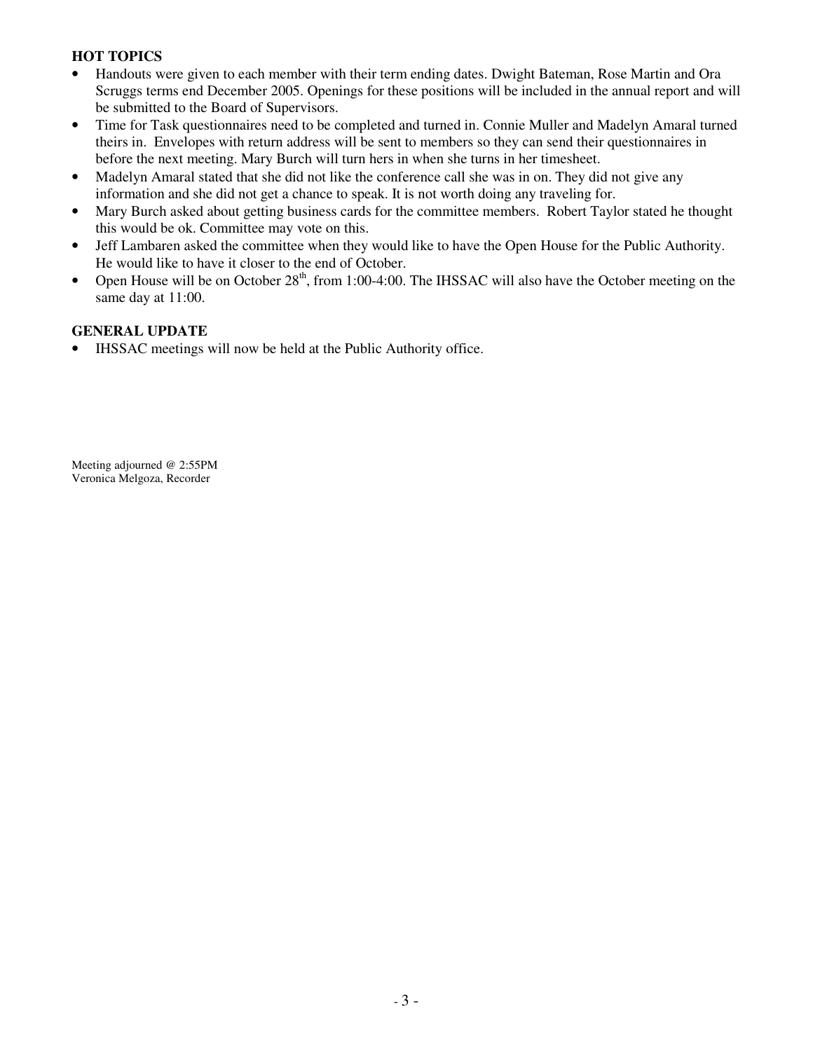**HOT TOPICS**

- Handouts were given to each member with their term ending dates. Dwight Bateman, Rose Martin and Ora Scruggs terms end December 2005. Openings for these positions will be included in the annual report and will be submitted to the Board of Supervisors.
- Time for Task questionnaires need to be completed and turned in. Connie Muller and Madelyn Amaral turned theirs in. Envelopes with return address will be sent to members so they can send their questionnaires in before the next meeting. Mary Burch will turn hers in when she turns in her timesheet.
- Madelyn Amaral stated that she did not like the conference call she was in on. They did not give any information and she did not get a chance to speak. It is not worth doing any traveling for.
- Mary Burch asked about getting business cards for the committee members. Robert Taylor stated he thought this would be ok. Committee may vote on this.
- Jeff Lambaren asked the committee when they would like to have the Open House for the Public Authority. He would like to have it closer to the end of October.
- Open House will be on October 28th, from 1:00-4:00. The IHSSAC will also have the October meeting on the same day at 11:00.

**GENERAL UPDATE**

- IHSSAC meetings will now be held at the Public Authority office.

Meeting adjourned @ 2:55PM
Veronica Melgoza, Recorder